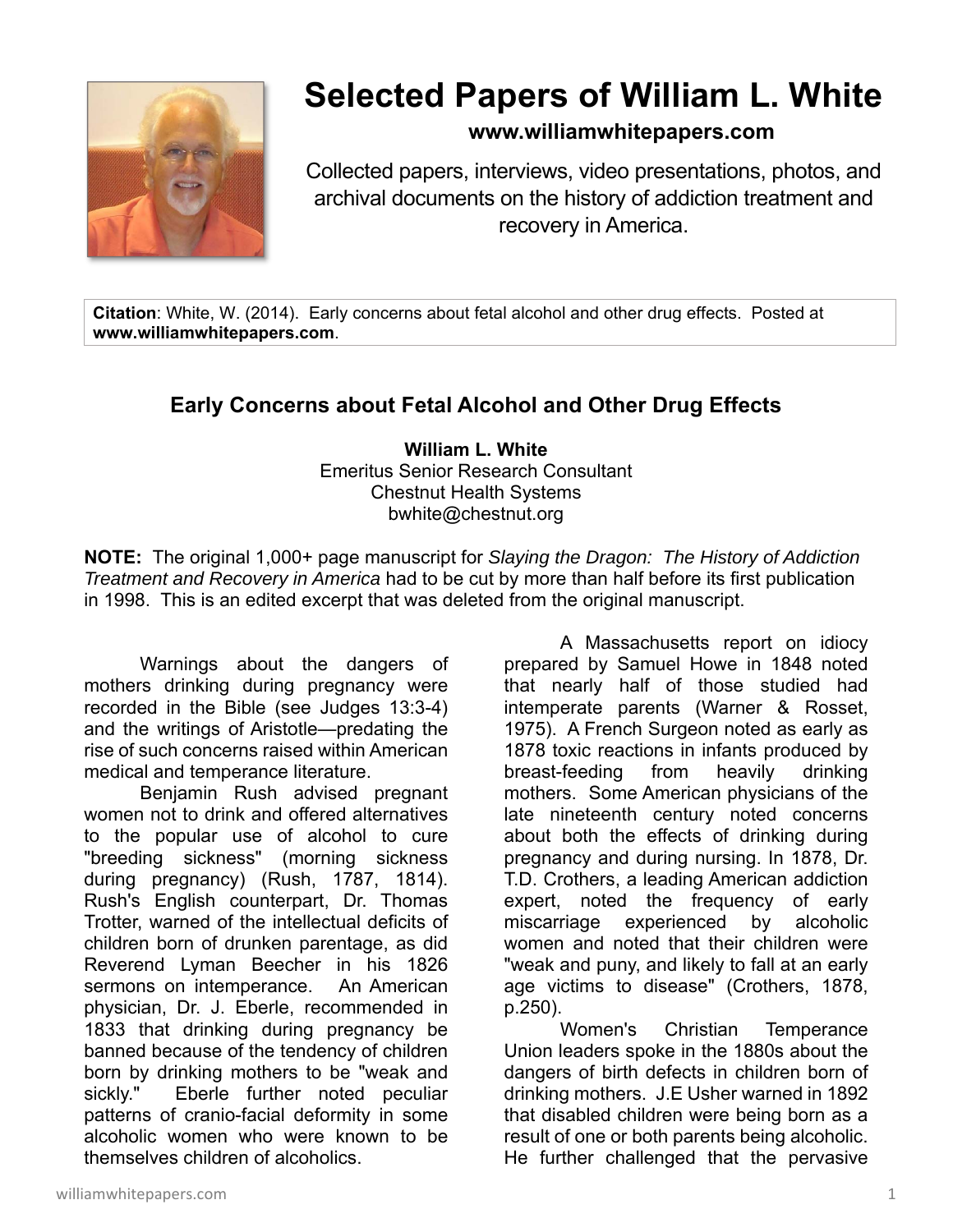# Selected Papers of William L. White

**www.williamwhitepapers.com**

Collected papers, interviews, video presentations, photos, and archival documents on the history of addiction treatment and recovery in America.

**Citation**: White, W. (2014). Early concerns about fetal alcohol and other drug effects. Posted at **www.williamwhitepapers.com**.

## Early Concerns about Fetal Alcohol and Other Drug Effects

**William L. White**
Emeritus Senior Research Consultant
Chestnut Health Systems
bwhite@chestnut.org

**NOTE:** The original 1,000+ page manuscript for *Slaying the Dragon: The History of Addiction Treatment and Recovery in America* had to be cut by more than half before its first publication in 1998. This is an edited excerpt that was deleted from the original manuscript.

Warnings about the dangers of mothers drinking during pregnancy were recorded in the Bible (see Judges 13:3-4) and the writings of Aristotle—predating the rise of such concerns raised within American medical and temperance literature.

Benjamin Rush advised pregnant women not to drink and offered alternatives to the popular use of alcohol to cure "breeding sickness" (morning sickness during pregnancy) (Rush, 1787, 1814). Rush's English counterpart, Dr. Thomas Trotter, warned of the intellectual deficits of children born of drunken parentage, as did Reverend Lyman Beecher in his 1826 sermons on intemperance. An American physician, Dr. J. Eberle, recommended in 1833 that drinking during pregnancy be banned because of the tendency of children born by drinking mothers to be "weak and sickly." Eberle further noted peculiar patterns of cranio-facial deformity in some alcoholic women who were known to be themselves children of alcoholics.

A Massachusetts report on idiocy prepared by Samuel Howe in 1848 noted that nearly half of those studied had intemperate parents (Warner & Rosset, 1975). A French Surgeon noted as early as 1878 toxic reactions in infants produced by breast-feeding from heavily drinking mothers. Some American physicians of the late nineteenth century noted concerns about both the effects of drinking during pregnancy and during nursing. In 1878, Dr. T.D. Crothers, a leading American addiction expert, noted the frequency of early miscarriage experienced by alcoholic women and noted that their children were "weak and puny, and likely to fall at an early age victims to disease" (Crothers, 1878, p.250).

Women's Christian Temperance Union leaders spoke in the 1880s about the dangers of birth defects in children born of drinking mothers. J.E Usher warned in 1892 that disabled children were being born as a result of one or both parents being alcoholic. He further challenged that the pervasive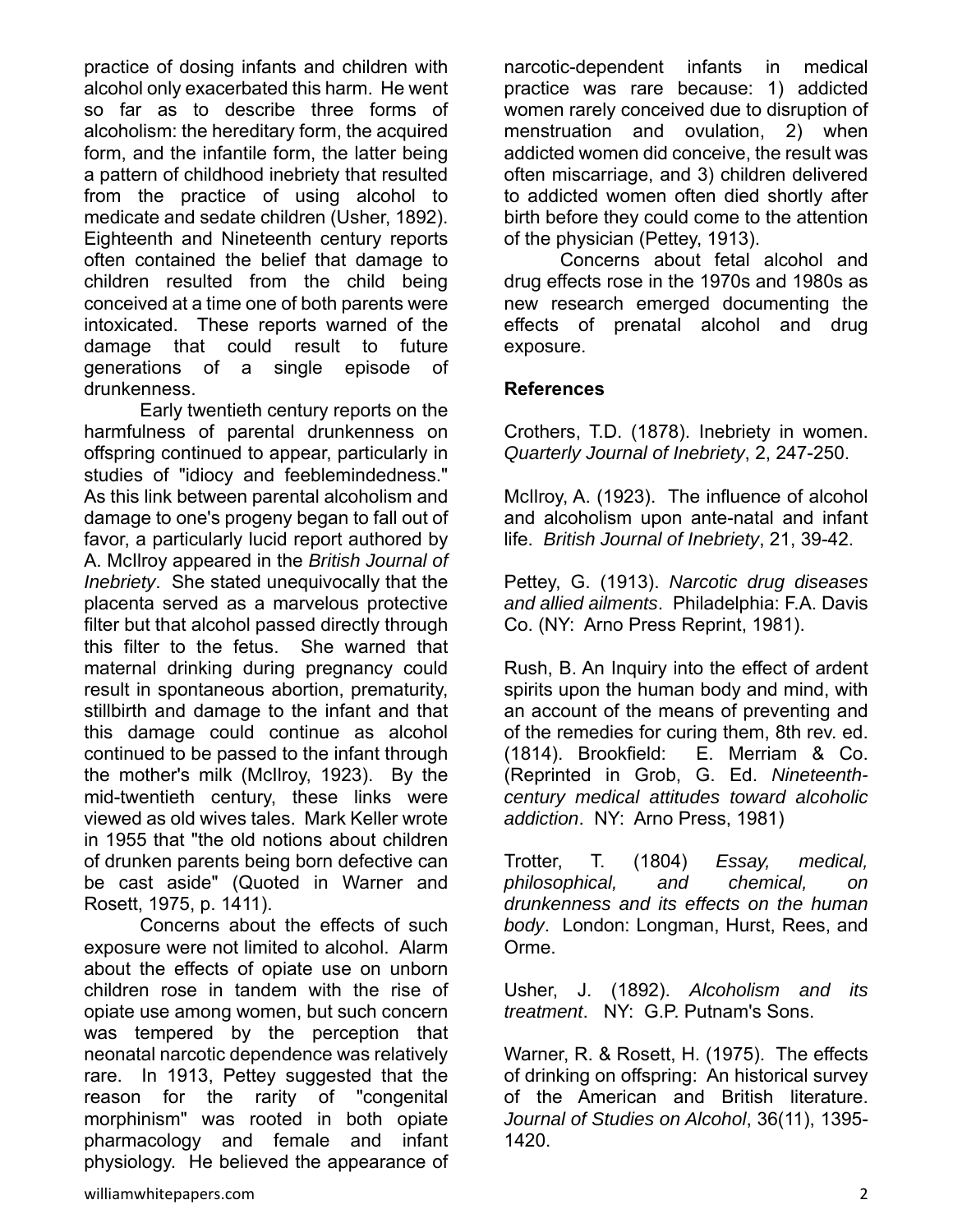practice of dosing infants and children with alcohol only exacerbated this harm. He went so far as to describe three forms of alcoholism: the hereditary form, the acquired form, and the infantile form, the latter being a pattern of childhood inebriety that resulted from the practice of using alcohol to medicate and sedate children (Usher, 1892). Eighteenth and Nineteenth century reports often contained the belief that damage to children resulted from the child being conceived at a time one of both parents were intoxicated. These reports warned of the damage that could result to future generations of a single episode of drunkenness.

Early twentieth century reports on the harmfulness of parental drunkenness on offspring continued to appear, particularly in studies of "idiocy and feeblemindedness." As this link between parental alcoholism and damage to one's progeny began to fall out of favor, a particularly lucid report authored by A. McIlroy appeared in the *British Journal of Inebriety*. She stated unequivocally that the placenta served as a marvelous protective filter but that alcohol passed directly through this filter to the fetus. She warned that maternal drinking during pregnancy could result in spontaneous abortion, prematurity, stillbirth and damage to the infant and that this damage could continue as alcohol continued to be passed to the infant through the mother's milk (McIlroy, 1923). By the mid-twentieth century, these links were viewed as old wives tales. Mark Keller wrote in 1955 that "the old notions about children of drunken parents being born defective can be cast aside" (Quoted in Warner and Rosett, 1975, p. 1411).

Concerns about the effects of such exposure were not limited to alcohol. Alarm about the effects of opiate use on unborn children rose in tandem with the rise of opiate use among women, but such concern was tempered by the perception that neonatal narcotic dependence was relatively rare. In 1913, Pettey suggested that the reason for the rarity of "congenital morphinism" was rooted in both opiate pharmacology and female and infant physiology. He believed the appearance of narcotic-dependent infants in medical practice was rare because: 1) addicted women rarely conceived due to disruption of menstruation and ovulation, 2) when addicted women did conceive, the result was often miscarriage, and 3) children delivered to addicted women often died shortly after birth before they could come to the attention of the physician (Pettey, 1913).

Concerns about fetal alcohol and drug effects rose in the 1970s and 1980s as new research emerged documenting the effects of prenatal alcohol and drug exposure.

**References**

Crothers, T.D. (1878). Inebriety in women. *Quarterly Journal of Inebriety*, 2, 247-250.

McIlroy, A. (1923). The influence of alcohol and alcoholism upon ante-natal and infant life. *British Journal of Inebriety*, 21, 39-42.

Pettey, G. (1913). *Narcotic drug diseases and allied ailments*. Philadelphia: F.A. Davis Co. (NY: Arno Press Reprint, 1981).

Rush, B. An Inquiry into the effect of ardent spirits upon the human body and mind, with an account of the means of preventing and of the remedies for curing them, 8th rev. ed. (1814). Brookfield: E. Merriam & Co. (Reprinted in Grob, G. Ed. *Nineteenth-century medical attitudes toward alcoholic addiction*. NY: Arno Press, 1981)

Trotter, T. (1804) *Essay, medical, philosophical, and chemical, on drunkenness and its effects on the human body*. London: Longman, Hurst, Rees, and Orme.

Usher, J. (1892). *Alcoholism and its treatment*. NY: G.P. Putnam's Sons.

Warner, R. & Rosett, H. (1975). The effects of drinking on offspring: An historical survey of the American and British literature. *Journal of Studies on Alcohol*, 36(11), 1395-1420.